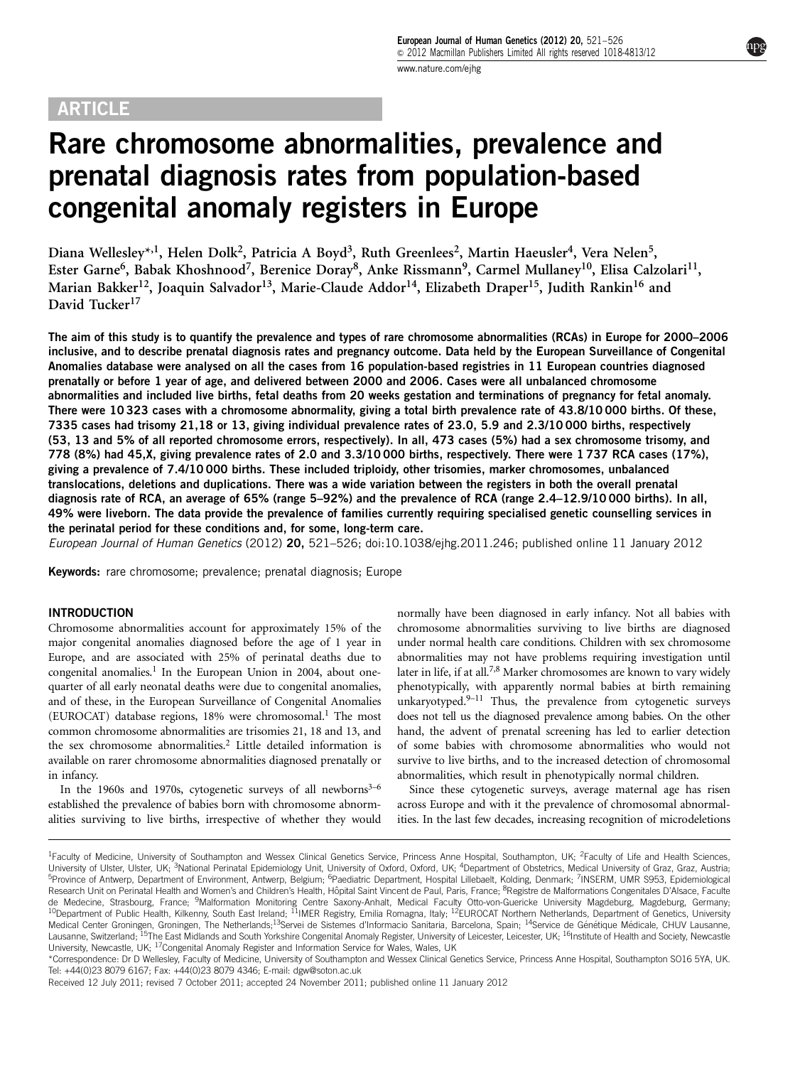ARTICLE

# Rare chromosome abnormalities, prevalence and prenatal diagnosis rates from population-based congenital anomaly registers in Europe

Diana Wellesley*[,1], Helen Dolk[2], Patricia A Boyd[3], Ruth Greenlees[2], Martin Haeusler[4], Vera Nelen[5], Ester Garne[6], Babak Khoshnood[7], Berenice Doray[8], Anke Rissmann[9], Carmel Mullaney[10], Elisa Calzolari[11], Marian Bakker[12], Joaquin Salvador[13], Marie-Claude Addor[14], Elizabeth Draper[15], Judith Rankin[16] and David Tucker[17]

**The aim of this study is to quantify the prevalence and types of rare chromosome abnormalities (RCAs) in Europe for 2000–2006 inclusive, and to describe prenatal diagnosis rates and pregnancy outcome. Data held by the European Surveillance of Congenital Anomalies database were analysed on all the cases from 16 population-based registries in 11 European countries diagnosed prenatally or before 1 year of age, and delivered between 2000 and 2006. Cases were all unbalanced chromosome abnormalities and included live births, fetal deaths from 20 weeks gestation and terminations of pregnancy for fetal anomaly. There were 10 323 cases with a chromosome abnormality, giving a total birth prevalence rate of 43.8/10 000 births. Of these, 7335 cases had trisomy 21,18 or 13, giving individual prevalence rates of 23.0, 5.9 and 2.3/10 000 births, respectively (53, 13 and 5% of all reported chromosome errors, respectively). In all, 473 cases (5%) had a sex chromosome trisomy, and 778 (8%) had 45,X, giving prevalence rates of 2.0 and 3.3/10 000 births, respectively. There were 1 737 RCA cases (17%), giving a prevalence of 7.4/10 000 births. These included triploidy, other trisomies, marker chromosomes, unbalanced translocations, deletions and duplications. There was a wide variation between the registers in both the overall prenatal diagnosis rate of RCA, an average of 65% (range 5–92%) and the prevalence of RCA (range 2.4–12.9/10 000 births). In all, 49% were liveborn. The data provide the prevalence of families currently requiring specialised genetic counselling services in the perinatal period for these conditions and, for some, long-term care.**

*European Journal of Human Genetics* (2012) **20,** 521–526; doi:10.1038/ejhg.2011.246; published online 11 January 2012

**Keywords:** rare chromosome; prevalence; prenatal diagnosis; Europe

## INTRODUCTION

Chromosome abnormalities account for approximately 15% of the major congenital anomalies diagnosed before the age of 1 year in Europe, and are associated with 25% of perinatal deaths due to congenital anomalies.[1] In the European Union in 2004, about one-quarter of all early neonatal deaths were due to congenital anomalies, and of these, in the European Surveillance of Congenital Anomalies (EUROCAT) database regions, 18% were chromosomal.[1] The most common chromosome abnormalities are trisomies 21, 18 and 13, and the sex chromosome abnormalities.[2] Little detailed information is available on rarer chromosome abnormalities diagnosed prenatally or in infancy.

In the 1960s and 1970s, cytogenetic surveys of all newborns[3–6] established the prevalence of babies born with chromosome abnormalities surviving to live births, irrespective of whether they would normally have been diagnosed in early infancy. Not all babies with chromosome abnormalities surviving to live births are diagnosed under normal health care conditions. Children with sex chromosome abnormalities may not have problems requiring investigation until later in life, if at all.[7,8] Marker chromosomes are known to vary widely phenotypically, with apparently normal babies at birth remaining unkaryotyped.[9–11] Thus, the prevalence from cytogenetic surveys does not tell us the diagnosed prevalence among babies. On the other hand, the advent of prenatal screening has led to earlier detection of some babies with chromosome abnormalities who would not survive to live births, and to the increased detection of chromosomal abnormalities, which result in phenotypically normal children.

Since these cytogenetic surveys, average maternal age has risen across Europe and with it the prevalence of chromosomal abnormalities. In the last few decades, increasing recognition of microdeletions

---

[1]Faculty of Medicine, University of Southampton and Wessex Clinical Genetics Service, Princess Anne Hospital, Southampton, UK; [2]Faculty of Life and Health Sciences, University of Ulster, Ulster, UK; [3]National Perinatal Epidemiology Unit, University of Oxford, Oxford, UK; [4]Department of Obstetrics, Medical University of Graz, Graz, Austria; [5]Province of Antwerp, Department of Environment, Antwerp, Belgium; [6]Paediatric Department, Hospital Lillebaelt, Kolding, Denmark; [7]INSERM, UMR S953, Epidemiological Research Unit on Perinatal Health and Women's and Children's Health, Hôpital Saint Vincent de Paul, Paris, France; [8]Registre de Malformations Congenitales D'Alsace, Faculte de Medecine, Strasbourg, France; [9]Malformation Monitoring Centre Saxony-Anhalt, Medical Faculty Otto-von-Guericke University Magdeburg, Magdeburg, Germany; [10]Department of Public Health, Kilkenny, South East Ireland; [11]IMER Registry, Emilia Romagna, Italy; [12]EUROCAT Northern Netherlands, Department of Genetics, University Medical Center Groningen, Groningen, The Netherlands;[13]Servei de Sistemes d'Informacio Sanitaria, Barcelona, Spain; [14]Service de Génétique Médicale, CHUV Lausanne, Lausanne, Switzerland; [15]The East Midlands and South Yorkshire Congenital Anomaly Register, University of Leicester, Leicester, UK; [16]Institute of Health and Society, Newcastle University, Newcastle, UK; [17]Congenital Anomaly Register and Information Service for Wales, Wales, UK

*Correspondence: Dr D Wellesley, Faculty of Medicine, University of Southampton and Wessex Clinical Genetics Service, Princess Anne Hospital, Southampton SO16 5YA, UK. Tel: +44(0)23 8079 6167; Fax: +44(0)23 8079 4346; E-mail: dgw@soton.ac.uk

Received 12 July 2011; revised 7 October 2011; accepted 24 November 2011; published online 11 January 2012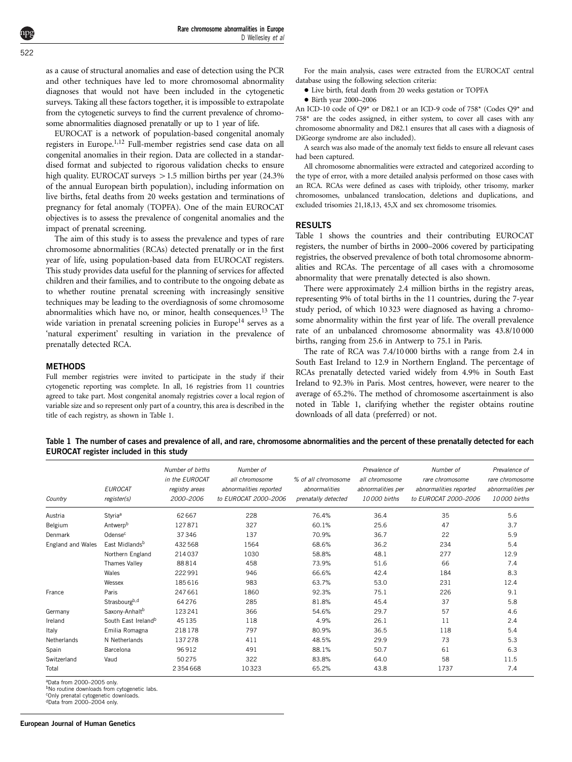as a cause of structural anomalies and ease of detection using the PCR and other techniques have led to more chromosomal abnormality diagnoses that would not have been included in the cytogenetic surveys. Taking all these factors together, it is impossible to extrapolate from the cytogenetic surveys to find the current prevalence of chromosome abnormalities diagnosed prenatally or up to 1 year of life.

EUROCAT is a network of population-based congenital anomaly registers in Europe.[1,12] Full-member registries send case data on all congenital anomalies in their region. Data are collected in a standardised format and subjected to rigorous validation checks to ensure high quality. EUROCAT surveys >1.5 million births per year (24.3% of the annual European birth population), including information on live births, fetal deaths from 20 weeks gestation and terminations of pregnancy for fetal anomaly (TOPFA). One of the main EUROCAT objectives is to assess the prevalence of congenital anomalies and the impact of prenatal screening.

The aim of this study is to assess the prevalence and types of rare chromosome abnormalities (RCAs) detected prenatally or in the first year of life, using population-based data from EUROCAT registers. This study provides data useful for the planning of services for affected children and their families, and to contribute to the ongoing debate as to whether routine prenatal screening with increasingly sensitive techniques may be leading to the overdiagnosis of some chromosome abnormalities which have no, or minor, health consequences.[13] The wide variation in prenatal screening policies in Europe[14] serves as a 'natural experiment' resulting in variation in the prevalence of prenatally detected RCA.

## METHODS

Full member registries were invited to participate in the study if their cytogenetic reporting was complete. In all, 16 registries from 11 countries agreed to take part. Most congenital anomaly registries cover a local region of variable size and so represent only part of a country, this area is described in the title of each registry, as shown in Table 1.

For the main analysis, cases were extracted from the EUROCAT central database using the following selection criteria:

- Live birth, fetal death from 20 weeks gestation or TOPFA
- Birth year 2000–2006

An ICD-10 code of Q9* or D82.1 or an ICD-9 code of 758* (Codes Q9* and 758* are the codes assigned, in either system, to cover all cases with any chromosome abnormality and D82.1 ensures that all cases with a diagnosis of DiGeorge syndrome are also included).

A search was also made of the anomaly text fields to ensure all relevant cases had been captured.

All chromosome abnormalities were extracted and categorized according to the type of error, with a more detailed analysis performed on those cases with an RCA. RCAs were defined as cases with triploidy, other trisomy, marker chromosomes, unbalanced translocation, deletions and duplications, and excluded trisomies 21,18,13, 45,X and sex chromosome trisomies.

## RESULTS

Table 1 shows the countries and their contributing EUROCAT registers, the number of births in 2000–2006 covered by participating registries, the observed prevalence of both total chromosome abnormalities and RCAs. The percentage of all cases with a chromosome abnormality that were prenatally detected is also shown.

There were approximately 2.4 million births in the registry areas, representing 9% of total births in the 11 countries, during the 7-year study period, of which 10 323 were diagnosed as having a chromosome abnormality within the first year of life. The overall prevalence rate of an unbalanced chromosome abnormality was 43.8/10 000 births, ranging from 25.6 in Antwerp to 75.1 in Paris.

The rate of RCA was 7.4/10 000 births with a range from 2.4 in South East Ireland to 12.9 in Northern England. The percentage of RCAs prenatally detected varied widely from 4.9% in South East Ireland to 92.3% in Paris. Most centres, however, were nearer to the average of 65.2%. The method of chromosome ascertainment is also noted in Table 1, clarifying whether the register obtains routine downloads of all data (preferred) or not.

**Table 1 The number of cases and prevalence of all, and rare, chromosome abnormalities and the percent of these prenatally detected for each EUROCAT register included in this study**

| Country | EUROCAT register(s) | Number of births in the EUROCAT registry areas 2000–2006 | Number of all chromosome abnormalities reported to EUROCAT 2000–2006 | % of all chromosome abnormalities prenatally detected | Prevalence of all chromosome abnormalities per 10 000 births | Number of rare chromosome abnormalities reported to EUROCAT 2000–2006 | Prevalence of rare chromosome abnormalities per 10 000 births |
|---|---|---|---|---|---|---|---|
| Austria | Styria[a] | 62 667 | 228 | 76.4% | 36.4 | 35 | 5.6 |
| Belgium | Antwerp[b] | 127 871 | 327 | 60.1% | 25.6 | 47 | 3.7 |
| Denmark | Odense[c] | 37 346 | 137 | 70.9% | 36.7 | 22 | 5.9 |
| England and Wales | East Midlands[b] | 432 568 | 1564 | 68.6% | 36.2 | 234 | 5.4 |
| | Northern England | 214 037 | 1030 | 58.8% | 48.1 | 277 | 12.9 |
| | Thames Valley | 88 814 | 458 | 73.9% | 51.6 | 66 | 7.4 |
| | Wales | 222 991 | 946 | 66.6% | 42.4 | 184 | 8.3 |
| | Wessex | 185 616 | 983 | 63.7% | 53.0 | 231 | 12.4 |
| France | Paris | 247 661 | 1860 | 92.3% | 75.1 | 226 | 9.1 |
| | Strasbourg[b,d] | 64 276 | 285 | 81.8% | 45.4 | 37 | 5.8 |
| Germany | Saxony-Anhalt[b] | 123 241 | 366 | 54.6% | 29.7 | 57 | 4.6 |
| Ireland | South East Ireland[b] | 45 135 | 118 | 4.9% | 26.1 | 11 | 2.4 |
| Italy | Emilia Romagna | 218 178 | 797 | 80.9% | 36.5 | 118 | 5.4 |
| Netherlands | N Netherlands | 137 278 | 411 | 48.5% | 29.9 | 73 | 5.3 |
| Spain | Barcelona | 96 912 | 491 | 88.1% | 50.7 | 61 | 6.3 |
| Switzerland | Vaud | 50 275 | 322 | 83.8% | 64.0 | 58 | 11.5 |
| Total | | 2 354 668 | 10 323 | 65.2% | 43.8 | 1737 | 7.4 |

[a]Data from 2000–2005 only.
[b]No routine downloads from cytogenetic labs.
[c]Only prenatal cytogenetic downloads.
[d]Data from 2000–2004 only.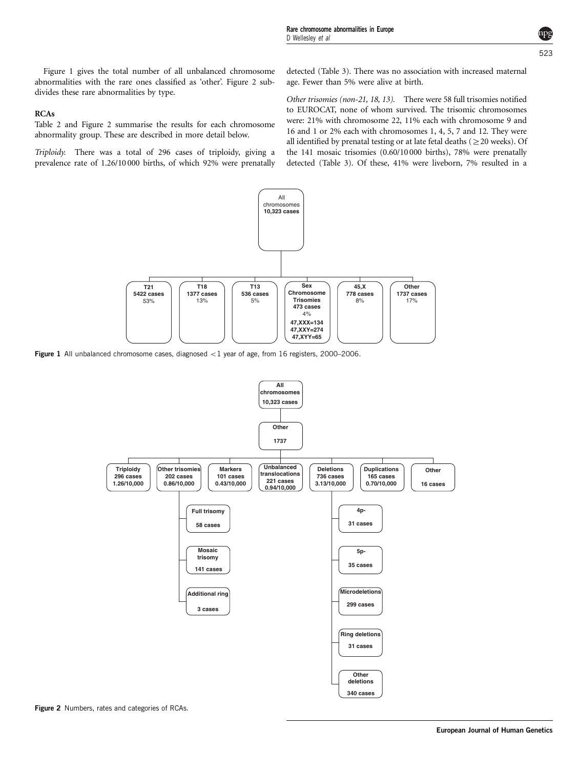Figure 1 gives the total number of all unbalanced chromosome abnormalities with the rare ones classified as 'other'. Figure 2 subdivides these rare abnormalities by type.

### RCAs

Table 2 and Figure 2 summarise the results for each chromosome abnormality group. These are described in more detail below.

*Triploidy.* There was a total of 296 cases of triploidy, giving a prevalence rate of 1.26/10 000 births, of which 92% were prenatally detected (Table 3). There was no association with increased maternal age. Fewer than 5% were alive at birth.

*Other trisomies (non-21, 18, 13).* There were 58 full trisomies notified to EUROCAT, none of whom survived. The trisomic chromosomes were: 21% with chromosome 22, 11% each with chromosome 9 and 16 and 1 or 2% each with chromosomes 1, 4, 5, 7 and 12. They were all identified by prenatal testing or at late fetal deaths ($\geq$20 weeks). Of the 141 mosaic trisomies (0.60/10 000 births), 78% were prenatally detected (Table 3). Of these, 41% were liveborn, 7% resulted in a

All chromosomes 10,323 cases

- T21: 5422 cases, 53%
- T18: 1377 cases, 13%
- T13: 536 cases, 5%
- Sex Chromosome Trisomies: 473 cases, 4% (47,XXX=134; 47,XXY=274; 47,XYY=65)
- 45,X: 778 cases, 8%
- Other: 1737 cases, 17%

**Figure 1** All unbalanced chromosome cases, diagnosed <1 year of age, from 16 registers, 2000–2006.

All chromosomes 10,323 cases → Other 1737

- Triploidy: 296 cases, 1.26/10,000
- Other trisomies: 202 cases, 0.86/10,000
  - Full trisomy: 58 cases
  - Mosaic trisomy: 141 cases
  - Additional ring: 3 cases
- Markers: 101 cases, 0.43/10,000
- Unbalanced translocations: 221 cases, 0.94/10,000
- Deletions: 736 cases, 3.13/10,000
  - 4p-: 31 cases
  - 5p-: 35 cases
  - Microdeletions: 299 cases
  - Ring deletions: 31 cases
  - Other deletions: 340 cases
- Duplications: 165 cases, 0.70/10,000
- Other: 16 cases

**Figure 2** Numbers, rates and categories of RCAs.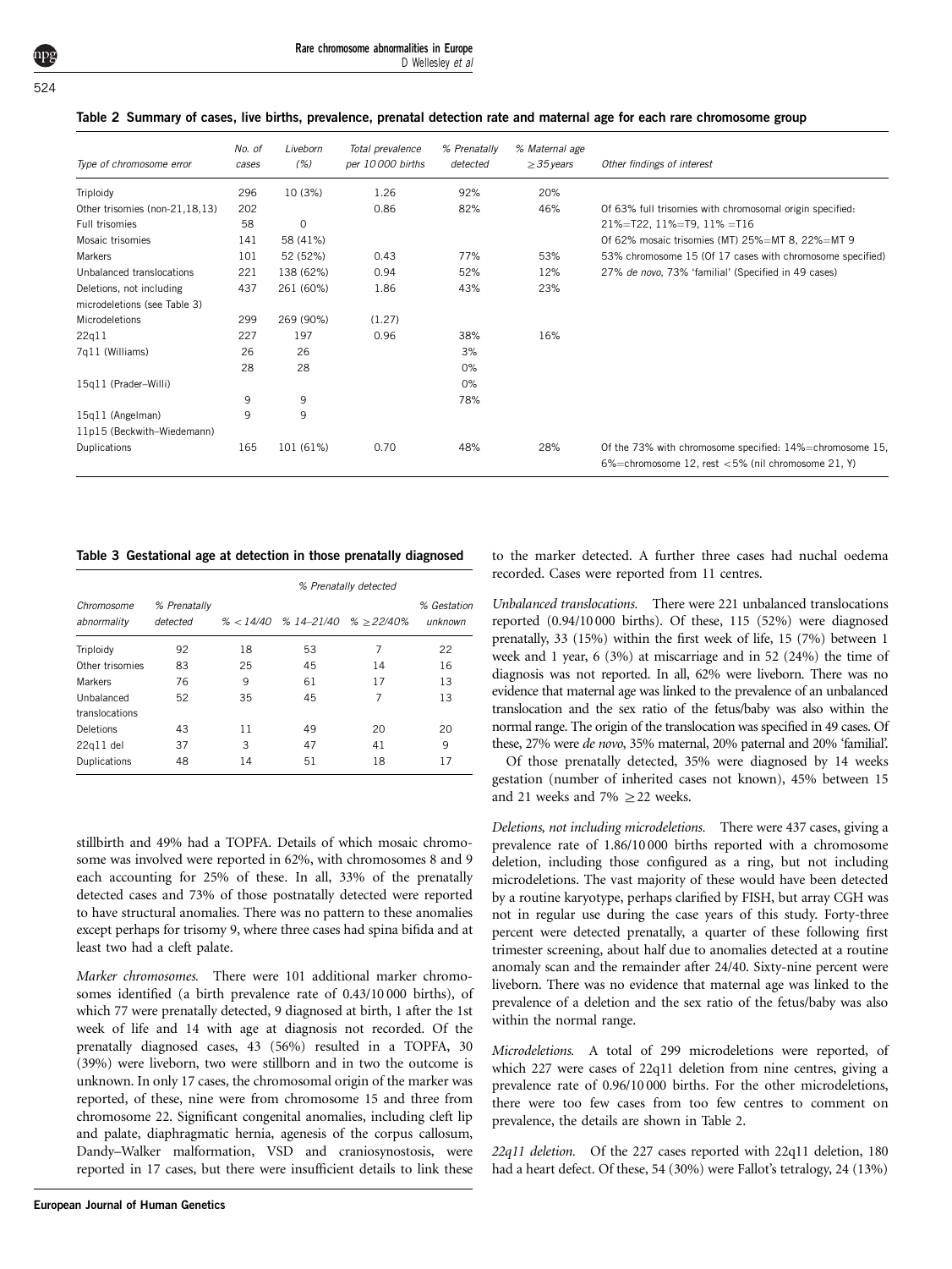**Table 2 Summary of cases, live births, prevalence, prenatal detection rate and maternal age for each rare chromosome group**

| Type of chromosome error | No. of cases | Liveborn (%) | Total prevalence per 10 000 births | % Prenatally detected | % Maternal age ≥35 years | Other findings of interest |
|---|---|---|---|---|---|---|
| Triploidy | 296 | 10 (3%) | 1.26 | 92% | 20% | |
| Other trisomies (non-21,18,13) | 202 | | 0.86 | 82% | 46% | Of 63% full trisomies with chromosomal origin specified: |
| Full trisomies | 58 | 0 | | | | 21%=T22, 11%=T9, 11% =T16 |
| Mosaic trisomies | 141 | 58 (41%) | | | | Of 62% mosaic trisomies (MT) 25%=MT 8, 22%=MT 9 |
| Markers | 101 | 52 (52%) | 0.43 | 77% | 53% | 53% chromosome 15 (Of 17 cases with chromosome specified) |
| Unbalanced translocations | 221 | 138 (62%) | 0.94 | 52% | 12% | 27% *de novo*, 73% 'familial' (Specified in 49 cases) |
| Deletions, not including microdeletions (see Table 3) | 437 | 261 (60%) | 1.86 | 43% | 23% | |
| Microdeletions | 299 | 269 (90%) | (1.27) | | | |
| 22q11 | 227 | 197 | 0.96 | 38% | 16% | |
| 7q11 (Williams) | 26 | 26 | | 3% | | |
| | 28 | 28 | | 0% | | |
| 15q11 (Prader–Willi) | | | | 0% | | |
| | 9 | 9 | | 78% | | |
| 15q11 (Angelman) | 9 | 9 | | | | |
| 11p15 (Beckwith–Wiedemann) | | | | | | |
| Duplications | 165 | 101 (61%) | 0.70 | 48% | 28% | Of the 73% with chromosome specified: 14%=chromosome 15, 6%=chromosome 12, rest <5% (nil chromosome 21, Y) |

**Table 3 Gestational age at detection in those prenatally diagnosed**

| Chromosome abnormality | % Prenatally detected | % Prenatally detected | | | |
|---|---|---|---|---|---|
| | | % <14/40 | % 14–21/40 | % ≥22/40% | % Gestation unknown |
| Triploidy | 92 | 18 | 53 | 7 | 22 |
| Other trisomies | 83 | 25 | 45 | 14 | 16 |
| Markers | 76 | 9 | 61 | 17 | 13 |
| Unbalanced translocations | 52 | 35 | 45 | 7 | 13 |
| Deletions | 43 | 11 | 49 | 20 | 20 |
| 22q11 del | 37 | 3 | 47 | 41 | 9 |
| Duplications | 48 | 14 | 51 | 18 | 17 |

stillbirth and 49% had a TOPFA. Details of which mosaic chromosome was involved were reported in 62%, with chromosomes 8 and 9 each accounting for 25% of these. In all, 33% of the prenatally detected cases and 73% of those postnatally detected were reported to have structural anomalies. There was no pattern to these anomalies except perhaps for trisomy 9, where three cases had spina bifida and at least two had a cleft palate.

*Marker chromosomes.* There were 101 additional marker chromosomes identified (a birth prevalence rate of 0.43/10 000 births), of which 77 were prenatally detected, 9 diagnosed at birth, 1 after the 1st week of life and 14 with age at diagnosis not recorded. Of the prenatally diagnosed cases, 43 (56%) resulted in a TOPFA, 30 (39%) were liveborn, two were stillborn and in two the outcome is unknown. In only 17 cases, the chromosomal origin of the marker was reported, of these, nine were from chromosome 15 and three from chromosome 22. Significant congenital anomalies, including cleft lip and palate, diaphragmatic hernia, agenesis of the corpus callosum, Dandy–Walker malformation, VSD and craniosynostosis, were reported in 17 cases, but there were insufficient details to link these to the marker detected. A further three cases had nuchal oedema recorded. Cases were reported from 11 centres.

*Unbalanced translocations.* There were 221 unbalanced translocations reported (0.94/10 000 births). Of these, 115 (52%) were diagnosed prenatally, 33 (15%) within the first week of life, 15 (7%) between 1 week and 1 year, 6 (3%) at miscarriage and in 52 (24%) the time of diagnosis was not reported. In all, 62% were liveborn. There was no evidence that maternal age was linked to the prevalence of an unbalanced translocation and the sex ratio of the fetus/baby was also within the normal range. The origin of the translocation was specified in 49 cases. Of these, 27% were *de novo*, 35% maternal, 20% paternal and 20% 'familial'.

Of those prenatally detected, 35% were diagnosed by 14 weeks gestation (number of inherited cases not known), 45% between 15 and 21 weeks and 7% ≥22 weeks.

*Deletions, not including microdeletions.* There were 437 cases, giving a prevalence rate of 1.86/10 000 births reported with a chromosome deletion, including those configured as a ring, but not including microdeletions. The vast majority of these would have been detected by a routine karyotype, perhaps clarified by FISH, but array CGH was not in regular use during the case years of this study. Forty-three percent were detected prenatally, a quarter of these following first trimester screening, about half due to anomalies detected at a routine anomaly scan and the remainder after 24/40. Sixty-nine percent were liveborn. There was no evidence that maternal age was linked to the prevalence of a deletion and the sex ratio of the fetus/baby was also within the normal range.

*Microdeletions.* A total of 299 microdeletions were reported, of which 227 were cases of 22q11 deletion from nine centres, giving a prevalence rate of 0.96/10 000 births. For the other microdeletions, there were too few cases from too few centres to comment on prevalence, the details are shown in Table 2.

*22q11 deletion.* Of the 227 cases reported with 22q11 deletion, 180 had a heart defect. Of these, 54 (30%) were Fallot's tetralogy, 24 (13%)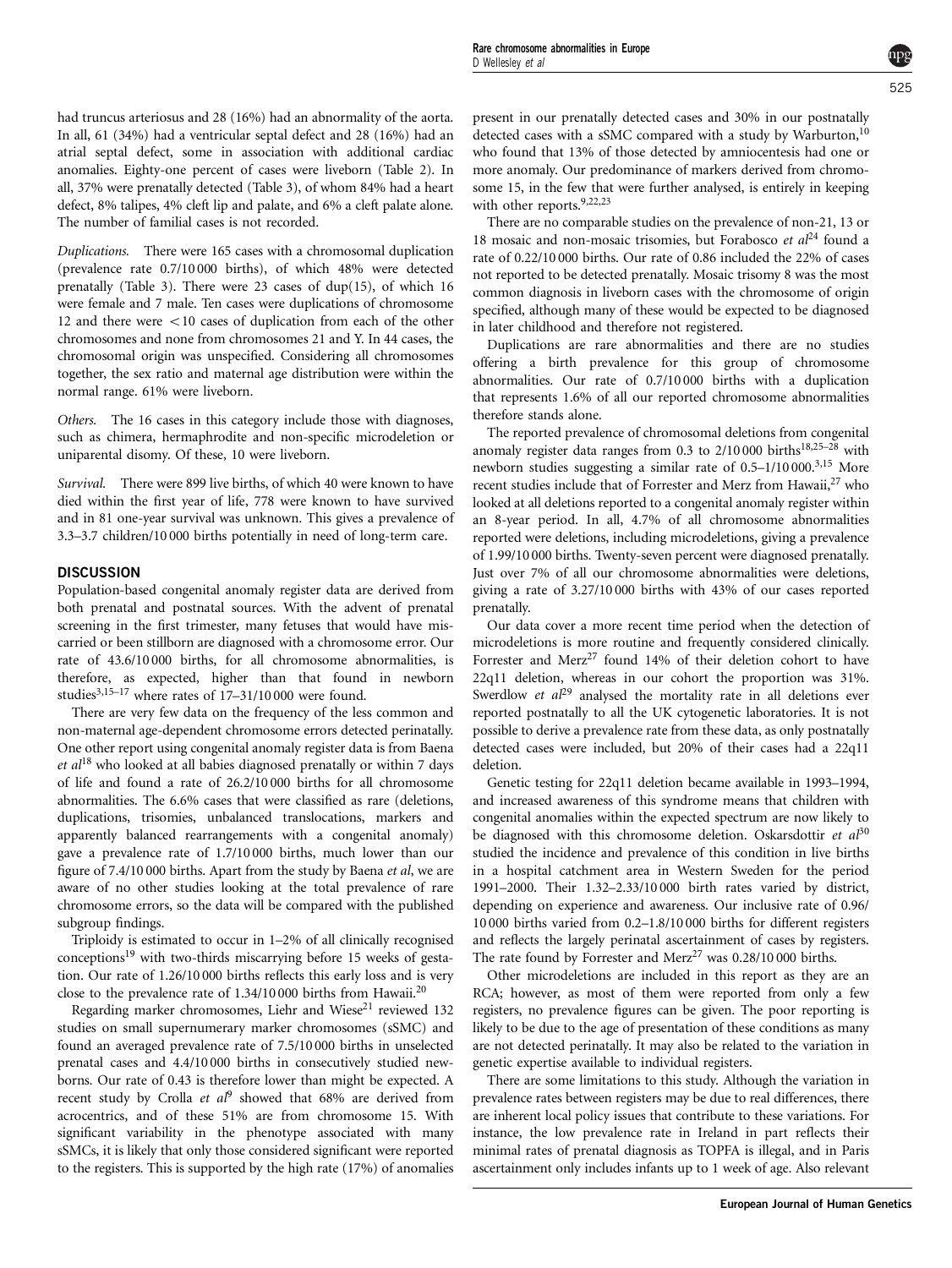had truncus arteriosus and 28 (16%) had an abnormality of the aorta. In all, 61 (34%) had a ventricular septal defect and 28 (16%) had an atrial septal defect, some in association with additional cardiac anomalies. Eighty-one percent of cases were liveborn (Table 2). In all, 37% were prenatally detected (Table 3), of whom 84% had a heart defect, 8% talipes, 4% cleft lip and palate, and 6% a cleft palate alone. The number of familial cases is not recorded.

*Duplications.* There were 165 cases with a chromosomal duplication (prevalence rate 0.7/10 000 births), of which 48% were detected prenatally (Table 3). There were 23 cases of dup(15), of which 16 were female and 7 male. Ten cases were duplications of chromosome 12 and there were <10 cases of duplication from each of the other chromosomes and none from chromosomes 21 and Y. In 44 cases, the chromosomal origin was unspecified. Considering all chromosomes together, the sex ratio and maternal age distribution were within the normal range. 61% were liveborn.

*Others.* The 16 cases in this category include those with diagnoses, such as chimera, hermaphrodite and non-specific microdeletion or uniparental disomy. Of these, 10 were liveborn.

*Survival.* There were 899 live births, of which 40 were known to have died within the first year of life, 778 were known to have survived and in 81 one-year survival was unknown. This gives a prevalence of 3.3–3.7 children/10 000 births potentially in need of long-term care.

## DISCUSSION

Population-based congenital anomaly register data are derived from both prenatal and postnatal sources. With the advent of prenatal screening in the first trimester, many fetuses that would have miscarried or been stillborn are diagnosed with a chromosome error. Our rate of 43.6/10 000 births, for all chromosome abnormalities, is therefore, as expected, higher than that found in newborn studies[3,15–17] where rates of 17–31/10 000 were found.

There are very few data on the frequency of the less common and non-maternal age-dependent chromosome errors detected perinatally. One other report using congenital anomaly register data is from Baena *et al*[18] who looked at all babies diagnosed prenatally or within 7 days of life and found a rate of 26.2/10 000 births for all chromosome abnormalities. The 6.6% cases that were classified as rare (deletions, duplications, trisomies, unbalanced translocations, markers and apparently balanced rearrangements with a congenital anomaly) gave a prevalence rate of 1.7/10 000 births, much lower than our figure of 7.4/10 000 births. Apart from the study by Baena *et al*, we are aware of no other studies looking at the total prevalence of rare chromosome errors, so the data will be compared with the published subgroup findings.

Triploidy is estimated to occur in 1–2% of all clinically recognised conceptions[19] with two-thirds miscarrying before 15 weeks of gestation. Our rate of 1.26/10 000 births reflects this early loss and is very close to the prevalence rate of 1.34/10 000 births from Hawaii.[20]

Regarding marker chromosomes, Liehr and Wiese[21] reviewed 132 studies on small supernumerary marker chromosomes (sSMC) and found an averaged prevalence rate of 7.5/10 000 births in unselected prenatal cases and 4.4/10 000 births in consecutively studied newborns. Our rate of 0.43 is therefore lower than might be expected. A recent study by Crolla *et al*[9] showed that 68% are derived from acrocentrics, and of these 51% are from chromosome 15. With significant variability in the phenotype associated with many sSMCs, it is likely that only those considered significant were reported to the registers. This is supported by the high rate (17%) of anomalies present in our prenatally detected cases and 30% in our postnatally detected cases with a sSMC compared with a study by Warburton,[10] who found that 13% of those detected by amniocentesis had one or more anomaly. Our predominance of markers derived from chromosome 15, in the few that were further analysed, is entirely in keeping with other reports.[9,22,23]

There are no comparable studies on the prevalence of non-21, 13 or 18 mosaic and non-mosaic trisomies, but Forabosco *et al*[24] found a rate of 0.22/10 000 births. Our rate of 0.86 included the 22% of cases not reported to be detected prenatally. Mosaic trisomy 8 was the most common diagnosis in liveborn cases with the chromosome of origin specified, although many of these would be expected to be diagnosed in later childhood and therefore not registered.

Duplications are rare abnormalities and there are no studies offering a birth prevalence for this group of chromosome abnormalities. Our rate of 0.7/10 000 births with a duplication that represents 1.6% of all our reported chromosome abnormalities therefore stands alone.

The reported prevalence of chromosomal deletions from congenital anomaly register data ranges from 0.3 to 2/10 000 births[18,25–28] with newborn studies suggesting a similar rate of 0.5–1/10 000.[3,15] More recent studies include that of Forrester and Merz from Hawaii,[27] who looked at all deletions reported to a congenital anomaly register within an 8-year period. In all, 4.7% of all chromosome abnormalities reported were deletions, including microdeletions, giving a prevalence of 1.99/10 000 births. Twenty-seven percent were diagnosed prenatally. Just over 7% of all our chromosome abnormalities were deletions, giving a rate of 3.27/10 000 births with 43% of our cases reported prenatally.

Our data cover a more recent time period when the detection of microdeletions is more routine and frequently considered clinically. Forrester and Merz[27] found 14% of their deletion cohort to have 22q11 deletion, whereas in our cohort the proportion was 31%. Swerdlow *et al*[29] analysed the mortality rate in all deletions ever reported postnatally to all the UK cytogenetic laboratories. It is not possible to derive a prevalence rate from these data, as only postnatally detected cases were included, but 20% of their cases had a 22q11 deletion.

Genetic testing for 22q11 deletion became available in 1993–1994, and increased awareness of this syndrome means that children with congenital anomalies within the expected spectrum are now likely to be diagnosed with this chromosome deletion. Oskarsdottir *et al*[30] studied the incidence and prevalence of this condition in live births in a hospital catchment area in Western Sweden for the period 1991–2000. Their 1.32–2.33/10 000 birth rates varied by district, depending on experience and awareness. Our inclusive rate of 0.96/10 000 births varied from 0.2–1.8/10 000 births for different registers and reflects the largely perinatal ascertainment of cases by registers. The rate found by Forrester and Merz[27] was 0.28/10 000 births.

Other microdeletions are included in this report as they are an RCA; however, as most of them were reported from only a few registers, no prevalence figures can be given. The poor reporting is likely to be due to the age of presentation of these conditions as many are not detected perinatally. It may also be related to the variation in genetic expertise available to individual registers.

There are some limitations to this study. Although the variation in prevalence rates between registers may be due to real differences, there are inherent local policy issues that contribute to these variations. For instance, the low prevalence rate in Ireland in part reflects their minimal rates of prenatal diagnosis as TOPFA is illegal, and in Paris ascertainment only includes infants up to 1 week of age. Also relevant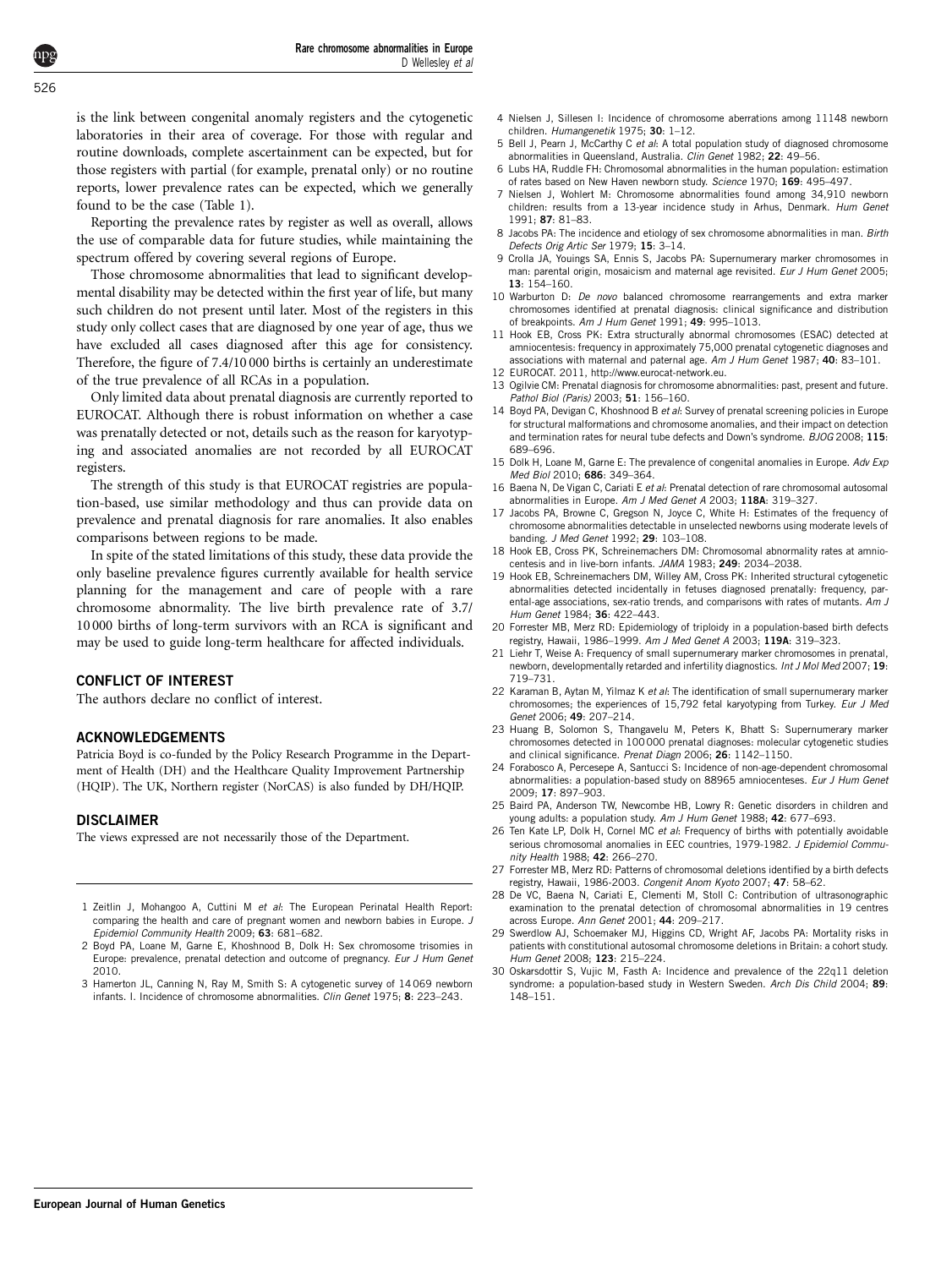is the link between congenital anomaly registers and the cytogenetic laboratories in their area of coverage. For those with regular and routine downloads, complete ascertainment can be expected, but for those registers with partial (for example, prenatal only) or no routine reports, lower prevalence rates can be expected, which we generally found to be the case (Table 1).

Reporting the prevalence rates by register as well as overall, allows the use of comparable data for future studies, while maintaining the spectrum offered by covering several regions of Europe.

Those chromosome abnormalities that lead to significant developmental disability may be detected within the first year of life, but many such children do not present until later. Most of the registers in this study only collect cases that are diagnosed by one year of age, thus we have excluded all cases diagnosed after this age for consistency. Therefore, the figure of 7.4/10 000 births is certainly an underestimate of the true prevalence of all RCAs in a population.

Only limited data about prenatal diagnosis are currently reported to EUROCAT. Although there is robust information on whether a case was prenatally detected or not, details such as the reason for karyotyping and associated anomalies are not recorded by all EUROCAT registers.

The strength of this study is that EUROCAT registries are population-based, use similar methodology and thus can provide data on prevalence and prenatal diagnosis for rare anomalies. It also enables comparisons between regions to be made.

In spite of the stated limitations of this study, these data provide the only baseline prevalence figures currently available for health service planning for the management and care of people with a rare chromosome abnormality. The live birth prevalence rate of 3.7/10 000 births of long-term survivors with an RCA is significant and may be used to guide long-term healthcare for affected individuals.

## CONFLICT OF INTEREST

The authors declare no conflict of interest.

## ACKNOWLEDGEMENTS

Patricia Boyd is co-funded by the Policy Research Programme in the Department of Health (DH) and the Healthcare Quality Improvement Partnership (HQIP). The UK, Northern register (NorCAS) is also funded by DH/HQIP.

## DISCLAIMER

The views expressed are not necessarily those of the Department.

1 Zeitlin J, Mohangoo A, Cuttini M *et al*: The European Perinatal Health Report: comparing the health and care of pregnant women and newborn babies in Europe. *J Epidemiol Community Health* 2009; **63**: 681–682.
2 Boyd PA, Loane M, Garne E, Khoshnood B, Dolk H: Sex chromosome trisomies in Europe: prevalence, prenatal detection and outcome of pregnancy. *Eur J Hum Genet* 2010.
3 Hamerton JL, Canning N, Ray M, Smith S: A cytogenetic survey of 14 069 newborn infants. I. Incidence of chromosome abnormalities. *Clin Genet* 1975; **8**: 223–243.
4 Nielsen J, Sillesen I: Incidence of chromosome aberrations among 11148 newborn children. *Humangenetik* 1975; **30**: 1–12.
5 Bell J, Pearn J, McCarthy C *et al*: A total population study of diagnosed chromosome abnormalities in Queensland, Australia. *Clin Genet* 1982; **22**: 49–56.
6 Lubs HA, Ruddle FH: Chromosomal abnormalities in the human population: estimation of rates based on New Haven newborn study. *Science* 1970; **169**: 495–497.
7 Nielsen J, Wohlert M: Chromosome abnormalities found among 34,910 newborn children: results from a 13-year incidence study in Arhus, Denmark. *Hum Genet* 1991; **87**: 81–83.
8 Jacobs PA: The incidence and etiology of sex chromosome abnormalities in man. *Birth Defects Orig Artic Ser* 1979; **15**: 3–14.
9 Crolla JA, Youings SA, Ennis S, Jacobs PA: Supernumerary marker chromosomes in man: parental origin, mosaicism and maternal age revisited. *Eur J Hum Genet* 2005; **13**: 154–160.
10 Warburton D: *De novo* balanced chromosome rearrangements and extra marker chromosomes identified at prenatal diagnosis: clinical significance and distribution of breakpoints. *Am J Hum Genet* 1991; **49**: 995–1013.
11 Hook EB, Cross PK: Extra structurally abnormal chromosomes (ESAC) detected at amniocentesis: frequency in approximately 75,000 prenatal cytogenetic diagnoses and associations with maternal and paternal age. *Am J Hum Genet* 1987; **40**: 83–101.
12 EUROCAT. 2011, http://www.eurocat-network.eu.
13 Ogilvie CM: Prenatal diagnosis for chromosome abnormalities: past, present and future. *Pathol Biol (Paris)* 2003; **51**: 156–160.
14 Boyd PA, Devigan C, Khoshnood B *et al*: Survey of prenatal screening policies in Europe for structural malformations and chromosome anomalies, and their impact on detection and termination rates for neural tube defects and Down's syndrome. *BJOG* 2008; **115**: 689–696.
15 Dolk H, Loane M, Garne E: The prevalence of congenital anomalies in Europe. *Adv Exp Med Biol* 2010; **686**: 349–364.
16 Baena N, De Vigan C, Cariati E *et al*: Prenatal detection of rare chromosomal autosomal abnormalities in Europe. *Am J Med Genet A* 2003; **118A**: 319–327.
17 Jacobs PA, Browne C, Gregson N, Joyce C, White H: Estimates of the frequency of chromosome abnormalities detectable in unselected newborns using moderate levels of banding. *J Med Genet* 1992; **29**: 103–108.
18 Hook EB, Cross PK, Schreinemachers DM: Chromosomal abnormality rates at amniocentesis and in live-born infants. *JAMA* 1983; **249**: 2034–2038.
19 Hook EB, Schreinemachers DM, Willey AM, Cross PK: Inherited structural cytogenetic abnormalities detected incidentally in fetuses diagnosed prenatally: frequency, parental-age associations, sex-ratio trends, and comparisons with rates of mutants. *Am J Hum Genet* 1984; **36**: 422–443.
20 Forrester MB, Merz RD: Epidemiology of triploidy in a population-based birth defects registry, Hawaii, 1986–1999. *Am J Med Genet A* 2003; **119A**: 319–323.
21 Liehr T, Weise A: Frequency of small supernumerary marker chromosomes in prenatal, newborn, developmentally retarded and infertility diagnostics. *Int J Mol Med* 2007; **19**: 719–731.
22 Karaman B, Aytan M, Yilmaz K *et al*: The identification of small supernumerary marker chromosomes; the experiences of 15,792 fetal karyotyping from Turkey. *Eur J Med Genet* 2006; **49**: 207–214.
23 Huang B, Solomon S, Thangavelu M, Peters K, Bhatt S: Supernumerary marker chromosomes detected in 100 000 prenatal diagnoses: molecular cytogenetic studies and clinical significance. *Prenat Diagn* 2006; **26**: 1142–1150.
24 Forabosco A, Percesepe A, Santucci S: Incidence of non-age-dependent chromosomal abnormalities: a population-based study on 88965 amniocenteses. *Eur J Hum Genet* 2009; **17**: 897–903.
25 Baird PA, Anderson TW, Newcombe HB, Lowry R: Genetic disorders in children and young adults: a population study. *Am J Hum Genet* 1988; **42**: 677–693.
26 Ten Kate LP, Dolk H, Cornel MC *et al*: Frequency of births with potentially avoidable serious chromosomal anomalies in EEC countries, 1979-1982. *J Epidemiol Community Health* 1988; **42**: 266–270.
27 Forrester MB, Merz RD: Patterns of chromosomal deletions identified by a birth defects registry, Hawaii, 1986-2003. *Congenit Anom Kyoto* 2007; **47**: 58–62.
28 De VC, Baena N, Cariati E, Clementi M, Stoll C: Contribution of ultrasonographic examination to the prenatal detection of chromosomal abnormalities in 19 centres across Europe. *Ann Genet* 2001; **44**: 209–217.
29 Swerdlow AJ, Schoemaker MJ, Higgins CD, Wright AF, Jacobs PA: Mortality risks in patients with constitutional autosomal chromosome deletions in Britain: a cohort study. *Hum Genet* 2008; **123**: 215–224.
30 Oskarsdottir S, Vujic M, Fasth A: Incidence and prevalence of the 22q11 deletion syndrome: a population-based study in Western Sweden. *Arch Dis Child* 2004; **89**: 148–151.